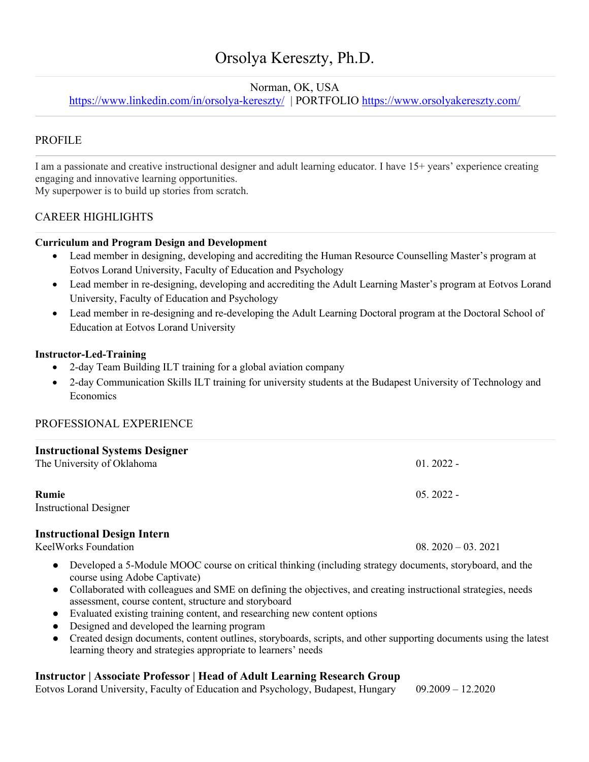# Orsolya Kereszty, Ph.D.

Norman, OK, USA
https://www.linkedin.com/in/orsolya-kereszty/ | PORTFOLIO https://www.orsolyakereszty.com/

## PROFILE

I am a passionate and creative instructional designer and adult learning educator. I have 15+ years' experience creating engaging and innovative learning opportunities.
My superpower is to build up stories from scratch.

## CAREER HIGHLIGHTS

**Curriculum and Program Design and Development**

- Lead member in designing, developing and accrediting the Human Resource Counselling Master's program at Eotvos Lorand University, Faculty of Education and Psychology
- Lead member in re-designing, developing and accrediting the Adult Learning Master's program at Eotvos Lorand University, Faculty of Education and Psychology
- Lead member in re-designing and re-developing the Adult Learning Doctoral program at the Doctoral School of Education at Eotvos Lorand University

**Instructor-Led-Training**

- 2-day Team Building ILT training for a global aviation company
- 2-day Communication Skills ILT training for university students at the Budapest University of Technology and Economics

## PROFESSIONAL EXPERIENCE

**Instructional Systems Designer**
The University of Oklahoma — 01. 2022 -

**Rumie** — 05. 2022 -
Instructional Designer

**Instructional Design Intern**
KeelWorks Foundation — 08. 2020 – 03. 2021

- Developed a 5-Module MOOC course on critical thinking (including strategy documents, storyboard, and the course using Adobe Captivate)
- Collaborated with colleagues and SME on defining the objectives, and creating instructional strategies, needs assessment, course content, structure and storyboard
- Evaluated existing training content, and researching new content options
- Designed and developed the learning program
- Created design documents, content outlines, storyboards, scripts, and other supporting documents using the latest learning theory and strategies appropriate to learners' needs

**Instructor | Associate Professor | Head of Adult Learning Research Group**
Eotvos Lorand University, Faculty of Education and Psychology, Budapest, Hungary — 09.2009 – 12.2020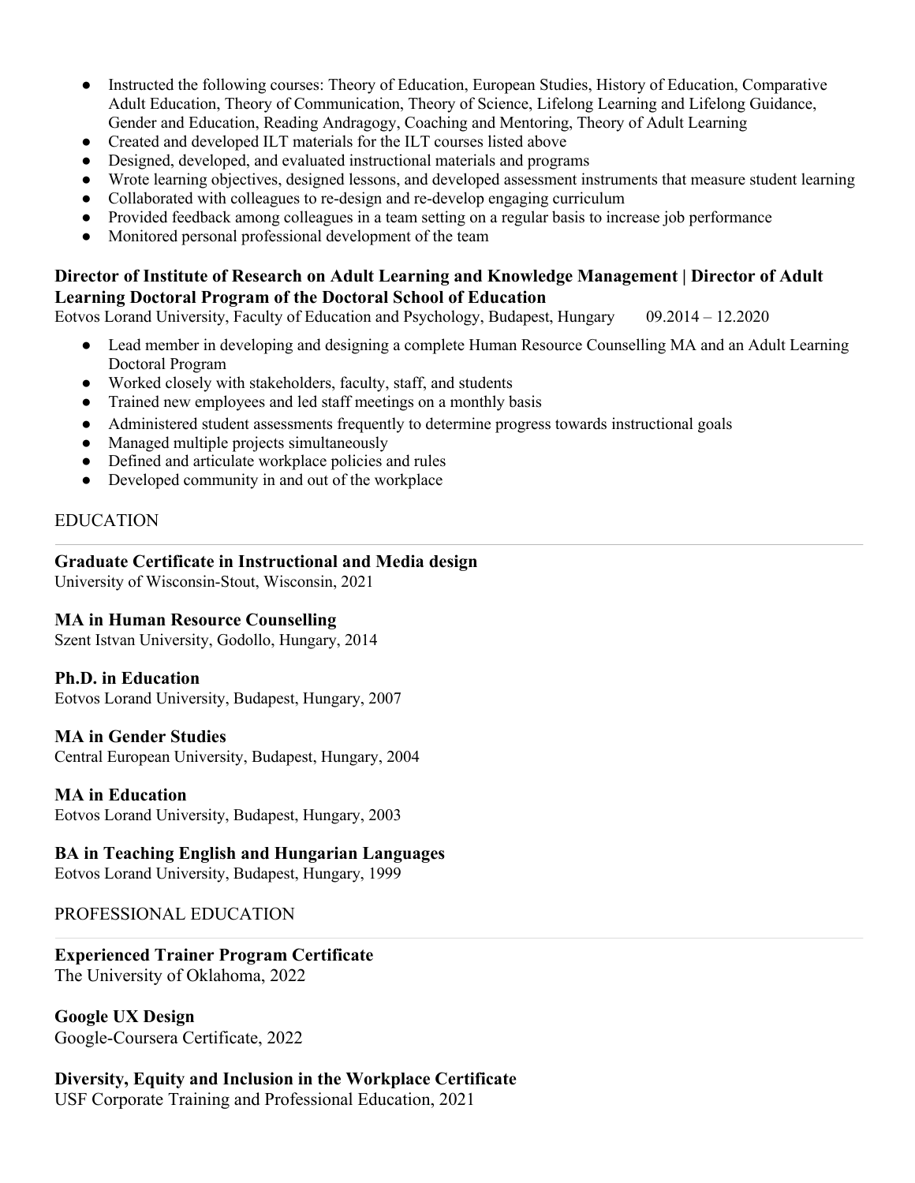- Instructed the following courses: Theory of Education, European Studies, History of Education, Comparative Adult Education, Theory of Communication, Theory of Science, Lifelong Learning and Lifelong Guidance, Gender and Education, Reading Andragogy, Coaching and Mentoring, Theory of Adult Learning
- Created and developed ILT materials for the ILT courses listed above
- Designed, developed, and evaluated instructional materials and programs
- Wrote learning objectives, designed lessons, and developed assessment instruments that measure student learning
- Collaborated with colleagues to re-design and re-develop engaging curriculum
- Provided feedback among colleagues in a team setting on a regular basis to increase job performance
- Monitored personal professional development of the team

**Director of Institute of Research on Adult Learning and Knowledge Management | Director of Adult Learning Doctoral Program of the Doctoral School of Education**
Eotvos Lorand University, Faculty of Education and Psychology, Budapest, Hungary 09.2014 – 12.2020

- Lead member in developing and designing a complete Human Resource Counselling MA and an Adult Learning Doctoral Program
- Worked closely with stakeholders, faculty, staff, and students
- Trained new employees and led staff meetings on a monthly basis
- Administered student assessments frequently to determine progress towards instructional goals
- Managed multiple projects simultaneously
- Defined and articulate workplace policies and rules
- Developed community in and out of the workplace

## EDUCATION

**Graduate Certificate in Instructional and Media design**
University of Wisconsin-Stout, Wisconsin, 2021

**MA in Human Resource Counselling**
Szent Istvan University, Godollo, Hungary, 2014

**Ph.D. in Education**
Eotvos Lorand University, Budapest, Hungary, 2007

**MA in Gender Studies**
Central European University, Budapest, Hungary, 2004

**MA in Education**
Eotvos Lorand University, Budapest, Hungary, 2003

**BA in Teaching English and Hungarian Languages**
Eotvos Lorand University, Budapest, Hungary, 1999

## PROFESSIONAL EDUCATION

**Experienced Trainer Program Certificate**
The University of Oklahoma, 2022

**Google UX Design**
Google-Coursera Certificate, 2022

**Diversity, Equity and Inclusion in the Workplace Certificate**
USF Corporate Training and Professional Education, 2021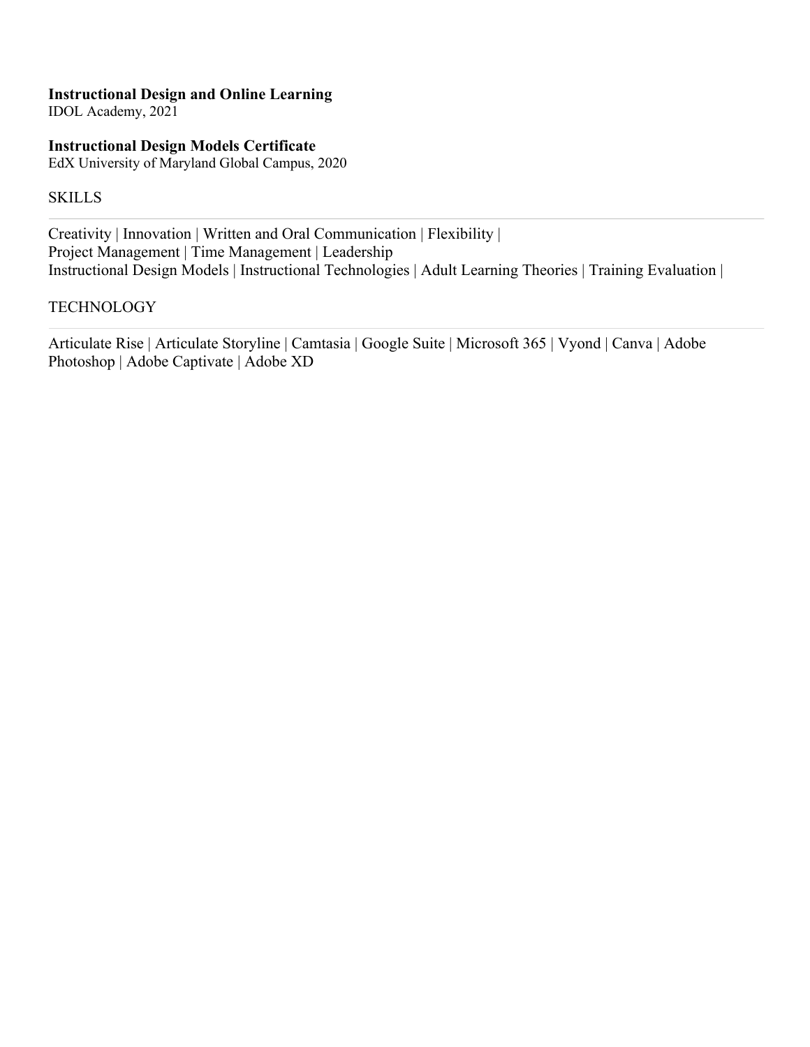**Instructional Design and Online Learning**
IDOL Academy, 2021

**Instructional Design Models Certificate**
EdX University of Maryland Global Campus, 2020

## SKILLS

Creativity | Innovation | Written and Oral Communication | Flexibility |
Project Management | Time Management | Leadership
Instructional Design Models | Instructional Technologies | Adult Learning Theories | Training Evaluation |

## TECHNOLOGY

Articulate Rise | Articulate Storyline | Camtasia | Google Suite | Microsoft 365 | Vyond | Canva | Adobe Photoshop | Adobe Captivate | Adobe XD